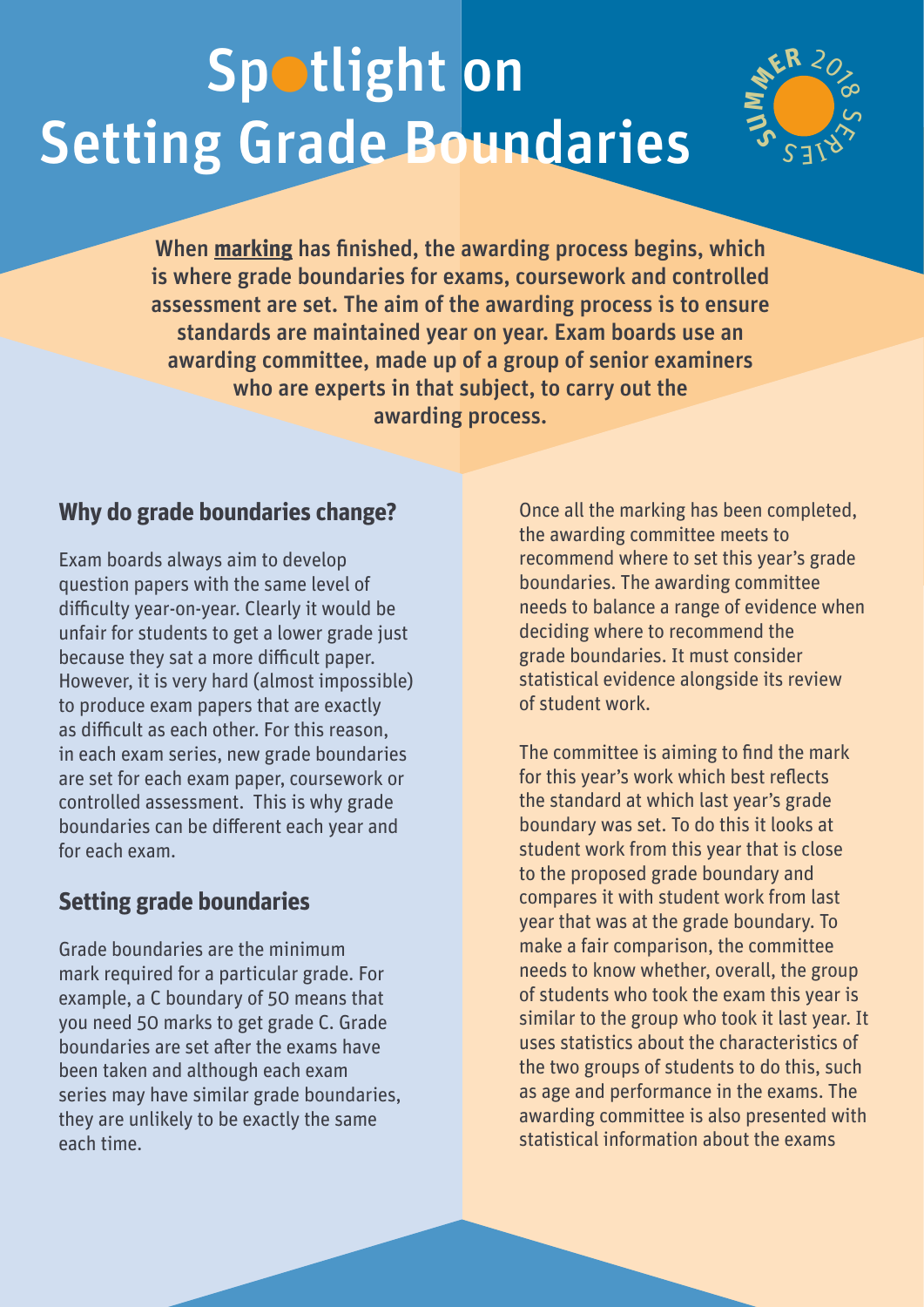# Spotlight on Setting Grade Boundaries

SUMMER 2018 SERIES

**When marking has finished, the awarding process begins, which is where grade boundaries for exams, coursework and controlled assessment are set. The aim of the awarding process is to ensure standards are maintained year on year. Exam boards use an awarding committee, made up of a group of senior examiners who are experts in that subject, to carry out the awarding process.**

## Why do grade boundaries change?

Exam boards always aim to develop question papers with the same level of difficulty year-on-year. Clearly it would be unfair for students to get a lower grade just because they sat a more difficult paper. However, it is very hard (almost impossible) to produce exam papers that are exactly as difficult as each other. For this reason, in each exam series, new grade boundaries are set for each exam paper, coursework or controlled assessment. This is why grade boundaries can be different each year and for each exam.

## Setting grade boundaries

Grade boundaries are the minimum mark required for a particular grade. For example, a C boundary of 50 means that you need 50 marks to get grade C. Grade boundaries are set after the exams have been taken and although each exam series may have similar grade boundaries, they are unlikely to be exactly the same each time.

Once all the marking has been completed, the awarding committee meets to recommend where to set this year's grade boundaries. The awarding committee needs to balance a range of evidence when deciding where to recommend the grade boundaries. It must consider statistical evidence alongside its review of student work.

The committee is aiming to find the mark for this year's work which best reflects the standard at which last year's grade boundary was set. To do this it looks at student work from this year that is close to the proposed grade boundary and compares it with student work from last year that was at the grade boundary. To make a fair comparison, the committee needs to know whether, overall, the group of students who took the exam this year is similar to the group who took it last year. It uses statistics about the characteristics of the two groups of students to do this, such as age and performance in the exams. The awarding committee is also presented with statistical information about the exams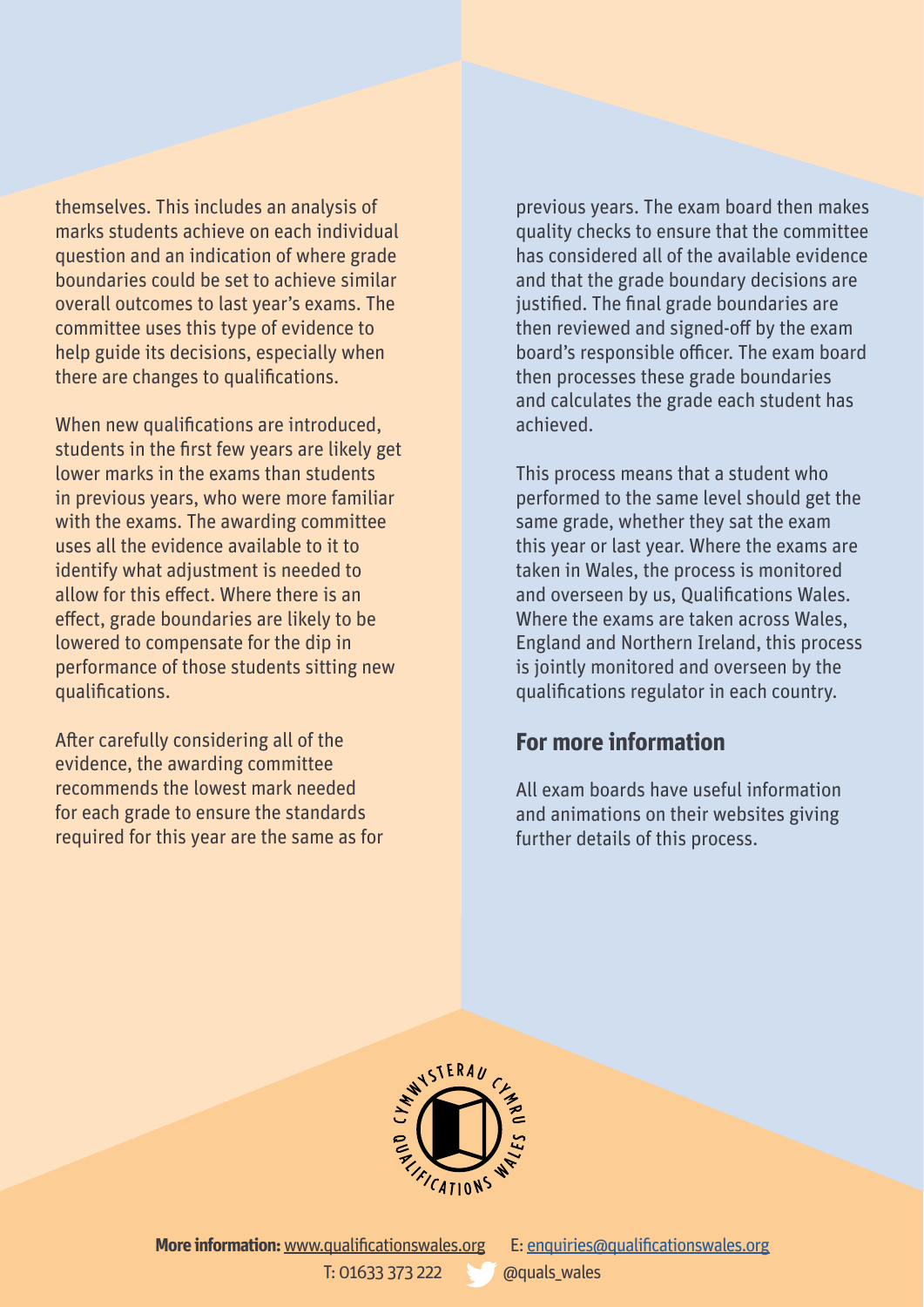themselves. This includes an analysis of marks students achieve on each individual question and an indication of where grade boundaries could be set to achieve similar overall outcomes to last year's exams. The committee uses this type of evidence to help guide its decisions, especially when there are changes to qualifications.

When new qualifications are introduced, students in the first few years are likely get lower marks in the exams than students in previous years, who were more familiar with the exams. The awarding committee uses all the evidence available to it to identify what adjustment is needed to allow for this effect. Where there is an effect, grade boundaries are likely to be lowered to compensate for the dip in performance of those students sitting new qualifications.

After carefully considering all of the evidence, the awarding committee recommends the lowest mark needed for each grade to ensure the standards required for this year are the same as for previous years. The exam board then makes quality checks to ensure that the committee has considered all of the available evidence and that the grade boundary decisions are justified. The final grade boundaries are then reviewed and signed-off by the exam board's responsible officer. The exam board then processes these grade boundaries and calculates the grade each student has achieved.

This process means that a student who performed to the same level should get the same grade, whether they sat the exam this year or last year. Where the exams are taken in Wales, the process is monitored and overseen by us, Qualifications Wales. Where the exams are taken across Wales, England and Northern Ireland, this process is jointly monitored and overseen by the qualifications regulator in each country.

## For more information

All exam boards have useful information and animations on their websites giving further details of this process.

CYMWYSTERAU CYMRU QUALIFICATIONS WALES

**More information:** www.qualificationswales.org E: enquiries@qualificationswales.org

T: 01633 373 222 @quals_wales